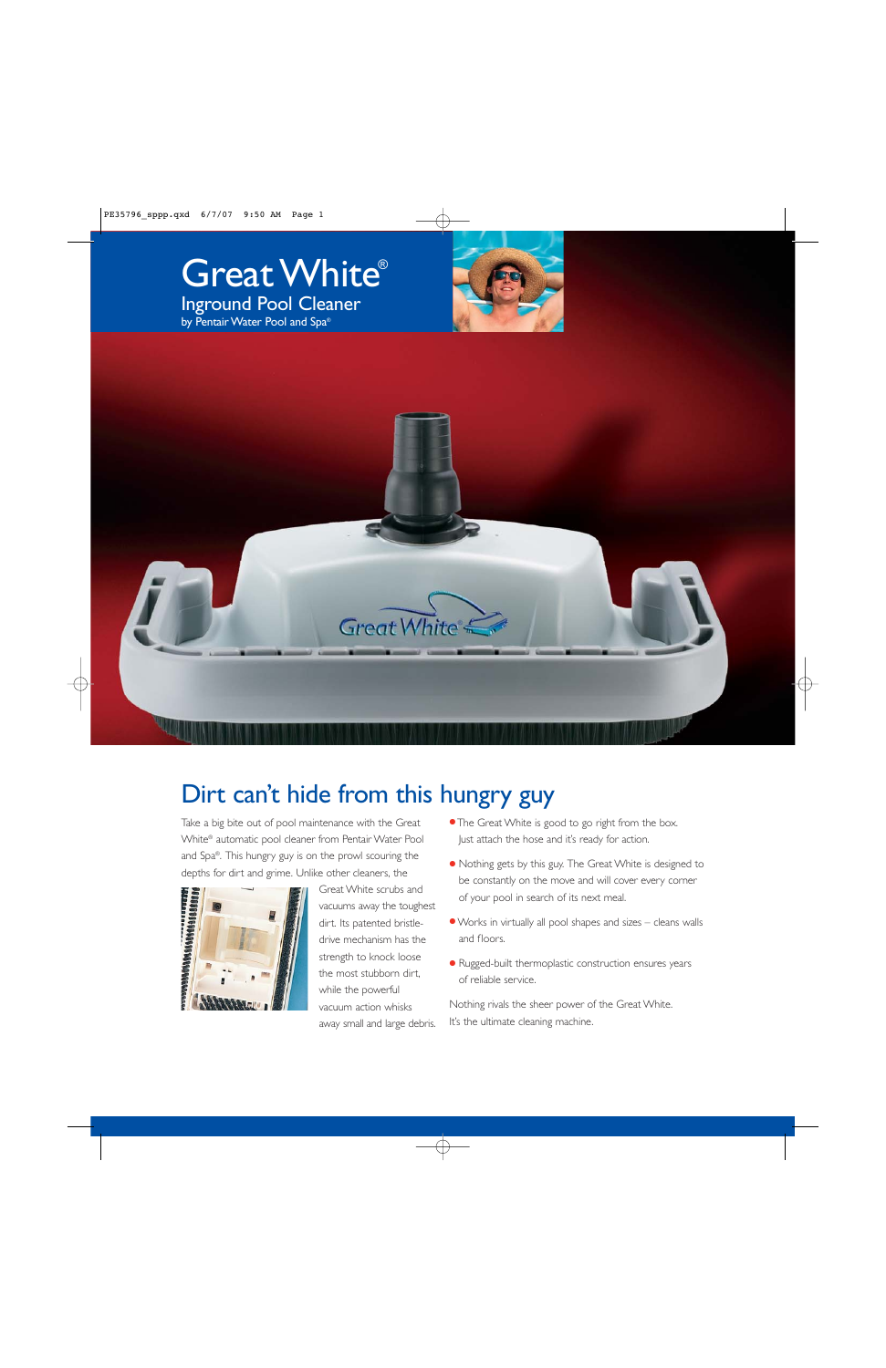# Great White®

## Inground Pool Cleaner

by Pentair Water Pool and Spa®

## Dirt can't hide from this hungry guy

Take a big bite out of pool maintenance with the Great White® automatic pool cleaner from Pentair Water Pool and Spa®. This hungry guy is on the prowl scouring the depths for dirt and grime. Unlike other cleaners, the Great White scrubs and vacuums away the toughest dirt. Its patented bristle-drive mechanism has the strength to knock loose the most stubborn dirt, while the powerful vacuum action whisks away small and large debris.

- The Great White is good to go right from the box. Just attach the hose and it's ready for action.
- Nothing gets by this guy. The Great White is designed to be constantly on the move and will cover every corner of your pool in search of its next meal.
- Works in virtually all pool shapes and sizes – cleans walls and floors.
- Rugged-built thermoplastic construction ensures years of reliable service.

Nothing rivals the sheer power of the Great White. It's the ultimate cleaning machine.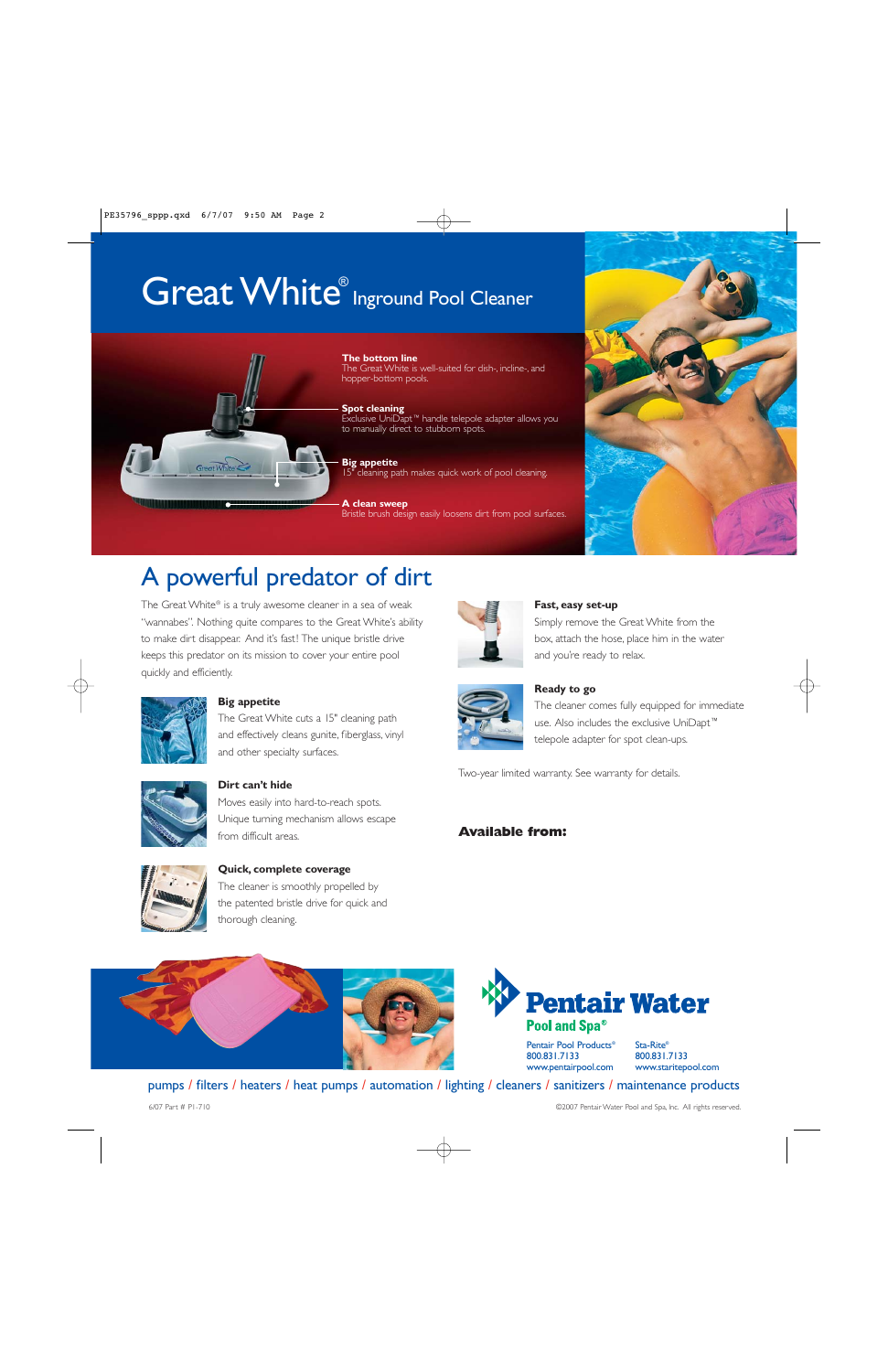# Great White® Inground Pool Cleaner

**The bottom line**
The Great White is well-suited for dish-, incline-, and hopper-bottom pools.

**Spot cleaning**
Exclusive UniDapt™ handle telepole adapter allows you to manually direct to stubborn spots.

**Big appetite**
15" cleaning path makes quick work of pool cleaning.

**A clean sweep**
Bristle brush design easily loosens dirt from pool surfaces.

## A powerful predator of dirt

The Great White® is a truly awesome cleaner in a sea of weak "wannabes". Nothing quite compares to the Great White's ability to make dirt disappear. And it's fast! The unique bristle drive keeps this predator on its mission to cover your entire pool quickly and efficiently.

**Big appetite**
The Great White cuts a 15" cleaning path and effectively cleans gunite, fiberglass, vinyl and other specialty surfaces.

**Dirt can't hide**
Moves easily into hard-to-reach spots. Unique turning mechanism allows escape from difficult areas.

**Quick, complete coverage**
The cleaner is smoothly propelled by the patented bristle drive for quick and thorough cleaning.

**Fast, easy set-up**
Simply remove the Great White from the box, attach the hose, place him in the water and you're ready to relax.

**Ready to go**
The cleaner comes fully equipped for immediate use. Also includes the exclusive UniDapt™ telepole adapter for spot clean-ups.

Two-year limited warranty. See warranty for details.

**Available from:**

**Pentair Water**
**Pool and Spa®**

Pentair Pool Products®
800.831.7133
www.pentairpool.com

Sta-Rite®
800.831.7133
www.staritepool.com

pumps / filters / heaters / heat pumps / automation / lighting / cleaners / sanitizers / maintenance products

6/07 Part # P1-710

©2007 Pentair Water Pool and Spa, Inc. All rights reserved.